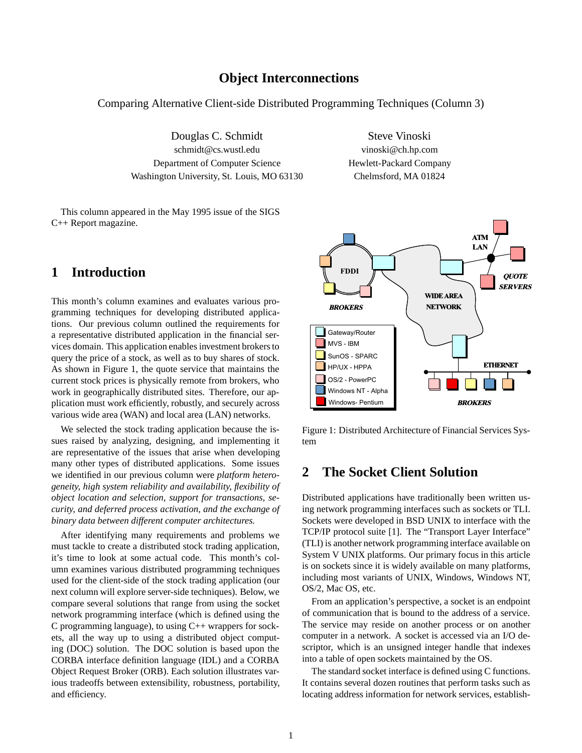# Object Interconnections

Comparing Alternative Client-side Distributed Programming Techniques (Column 3)

Douglas C. Schmidt
schmidt@cs.wustl.edu
Department of Computer Science
Washington University, St. Louis, MO 63130

Steve Vinoski
vinoski@ch.hp.com
Hewlett-Packard Company
Chelmsford, MA 01824

This column appeared in the May 1995 issue of the SIGS C++ Report magazine.

## 1 Introduction

This month's column examines and evaluates various programming techniques for developing distributed applications. Our previous column outlined the requirements for a representative distributed application in the financial services domain. This application enables investment brokers to query the price of a stock, as well as to buy shares of stock. As shown in Figure 1, the quote service that maintains the current stock prices is physically remote from brokers, who work in geographically distributed sites. Therefore, our application must work efficiently, robustly, and securely across various wide area (WAN) and local area (LAN) networks.

We selected the stock trading application because the issues raised by analyzing, designing, and implementing it are representative of the issues that arise when developing many other types of distributed applications. Some issues we identified in our previous column were *platform heterogeneity, high system reliability and availability, flexibility of object location and selection, support for transactions, security, and deferred process activation, and the exchange of binary data between different computer architectures.*

After identifying many requirements and problems we must tackle to create a distributed stock trading application, it's time to look at some actual code. This month's column examines various distributed programming techniques used for the client-side of the stock trading application (our next column will explore server-side techniques). Below, we compare several solutions that range from using the socket network programming interface (which is defined using the C programming language), to using C++ wrappers for sockets, all the way up to using a distributed object computing (DOC) solution. The DOC solution is based upon the CORBA interface definition language (IDL) and a CORBA Object Request Broker (ORB). Each solution illustrates various tradeoffs between extensibility, robustness, portability, and efficiency.

Figure 1: Distributed Architecture of Financial Services System

## 2 The Socket Client Solution

Distributed applications have traditionally been written using network programming interfaces such as sockets or TLI. Sockets were developed in BSD UNIX to interface with the TCP/IP protocol suite [1]. The "Transport Layer Interface" (TLI) is another network programming interface available on System V UNIX platforms. Our primary focus in this article is on sockets since it is widely available on many platforms, including most variants of UNIX, Windows, Windows NT, OS/2, Mac OS, etc.

From an application's perspective, a socket is an endpoint of communication that is bound to the address of a service. The service may reside on another process or on another computer in a network. A socket is accessed via an I/O descriptor, which is an unsigned integer handle that indexes into a table of open sockets maintained by the OS.

The standard socket interface is defined using C functions. It contains several dozen routines that perform tasks such as locating address information for network services, establish-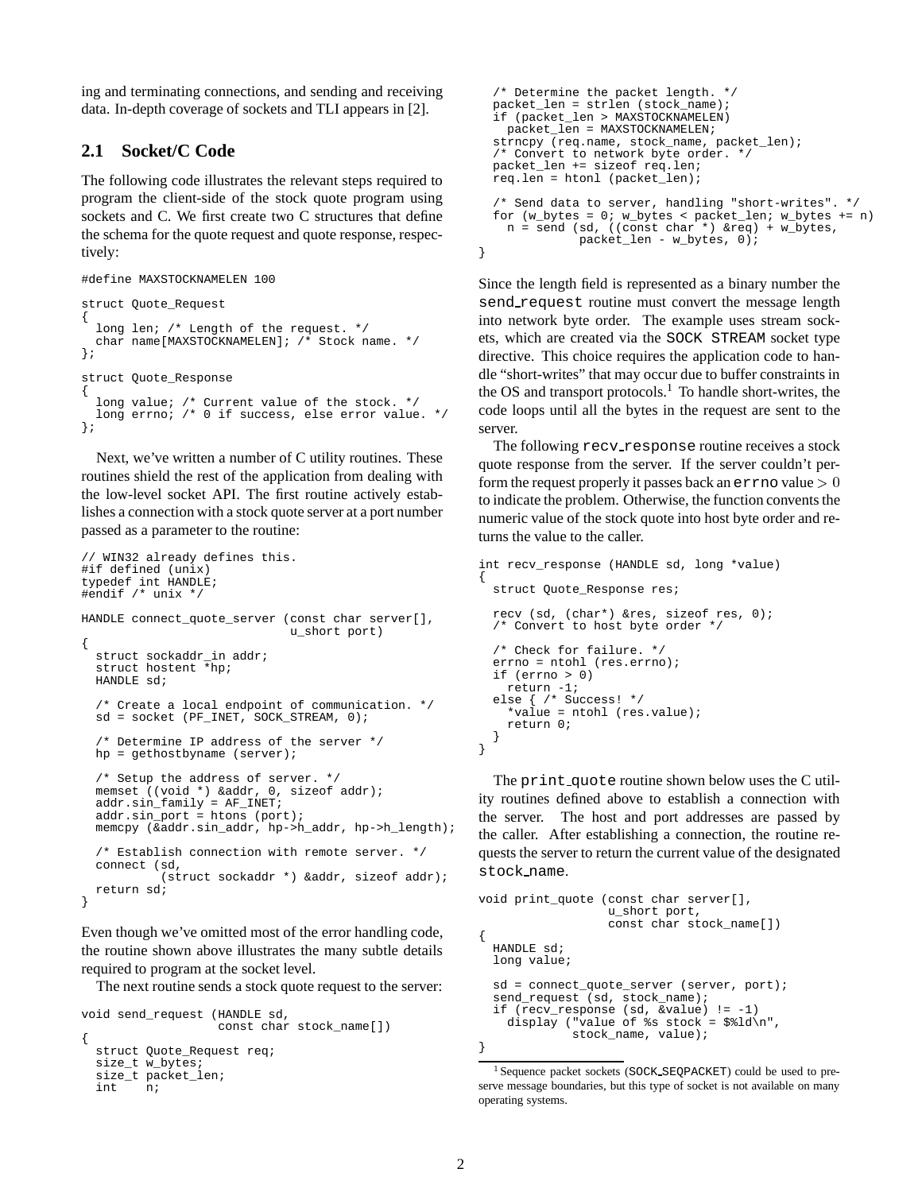ing and terminating connections, and sending and receiving data. In-depth coverage of sockets and TLI appears in [2].

## 2.1 Socket/C Code

The following code illustrates the relevant steps required to program the client-side of the stock quote program using sockets and C. We first create two C structures that define the schema for the quote request and quote response, respectively:

```
#define MAXSTOCKNAMELEN 100

struct Quote_Request
{
  long len; /* Length of the request. */
  char name[MAXSTOCKNAMELEN]; /* Stock name. */
};

struct Quote_Response
{
  long value; /* Current value of the stock. */
  long errno; /* 0 if success, else error value. */
};
```

Next, we've written a number of C utility routines. These routines shield the rest of the application from dealing with the low-level socket API. The first routine actively establishes a connection with a stock quote server at a port number passed as a parameter to the routine:

```
// WIN32 already defines this.
#if defined (unix)
typedef int HANDLE;
#endif /* unix */

HANDLE connect_quote_server (const char server[],
                             u_short port)
{
  struct sockaddr_in addr;
  struct hostent *hp;
  HANDLE sd;

  /* Create a local endpoint of communication. */
  sd = socket (PF_INET, SOCK_STREAM, 0);

  /* Determine IP address of the server */
  hp = gethostbyname (server);

  /* Setup the address of server. */
  memset ((void *) &addr, 0, sizeof addr);
  addr.sin_family = AF_INET;
  addr.sin_port = htons (port);
  memcpy (&addr.sin_addr, hp->h_addr, hp->h_length);

  /* Establish connection with remote server. */
  connect (sd,
           (struct sockaddr *) &addr, sizeof addr);
  return sd;
}
```

Even though we've omitted most of the error handling code, the routine shown above illustrates the many subtle details required to program at the socket level.

The next routine sends a stock quote request to the server:

```
void send_request (HANDLE sd,
                   const char stock_name[])
{
  struct Quote_Request req;
  size_t w_bytes;
  size_t packet_len;
  int    n;

  /* Determine the packet length. */
  packet_len = strlen (stock_name);
  if (packet_len > MAXSTOCKNAMELEN)
    packet_len = MAXSTOCKNAMELEN;
  strncpy (req.name, stock_name, packet_len);
  /* Convert to network byte order. */
  packet_len += sizeof req.len;
  req.len = htonl (packet_len);

  /* Send data to server, handling "short-writes". */
  for (w_bytes = 0; w_bytes < packet_len; w_bytes += n)
    n = send (sd, ((const char *) &req) + w_bytes,
              packet_len - w_bytes, 0);
}
```

Since the length field is represented as a binary number the `send_request` routine must convert the message length into network byte order. The example uses stream sockets, which are created via the `SOCK_STREAM` socket type directive. This choice requires the application code to handle "short-writes" that may occur due to buffer constraints in the OS and transport protocols.[1] To handle short-writes, the code loops until all the bytes in the request are sent to the server.

The following `recv_response` routine receives a stock quote response from the server. If the server couldn't perform the request properly it passes back an `errno` value $> 0$ to indicate the problem. Otherwise, the function convents the numeric value of the stock quote into host byte order and returns the value to the caller.

```
int recv_response (HANDLE sd, long *value)
{
  struct Quote_Response res;

  recv (sd, (char*) &res, sizeof res, 0);
  /* Convert to host byte order */

  /* Check for failure. */
  errno = ntohl (res.errno);
  if (errno > 0)
    return -1;
  else { /* Success! */
    *value = ntohl (res.value);
    return 0;
  }
}
```

The `print_quote` routine shown below uses the C utility routines defined above to establish a connection with the server. The host and port addresses are passed by the caller. After establishing a connection, the routine requests the server to return the current value of the designated `stock_name`.

```
void print_quote (const char server[],
                  u_short port,
                  const char stock_name[])
{
  HANDLE sd;
  long value;

  sd = connect_quote_server (server, port);
  send_request (sd, stock_name);
  if (recv_response (sd, &value) != -1)
    display ("value of %s stock = $%ld\n",
             stock_name, value);
}
```

[1] Sequence packet sockets (SOCK_SEQPACKET) could be used to preserve message boundaries, but this type of socket is not available on many operating systems.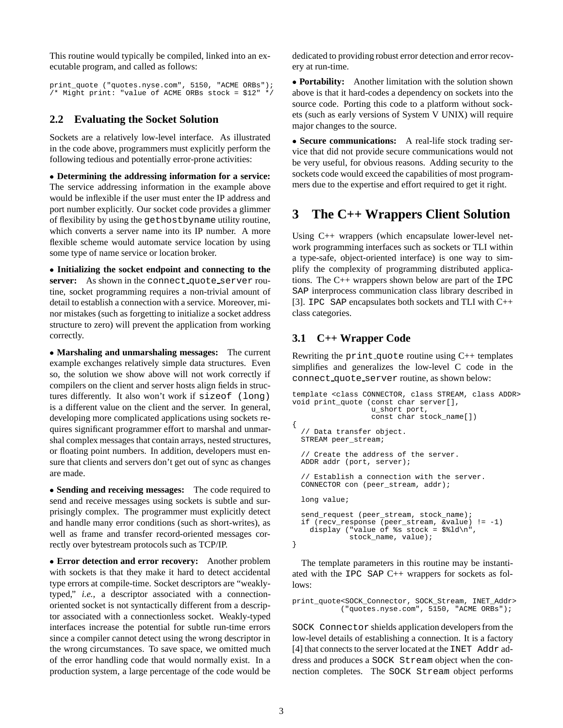This routine would typically be compiled, linked into an executable program, and called as follows:

```
print_quote ("quotes.nyse.com", 5150, "ACME ORBs");
/* Might print: "value of ACME ORBs stock = $12" */
```

## 2.2 Evaluating the Socket Solution

Sockets are a relatively low-level interface. As illustrated in the code above, programmers must explicitly perform the following tedious and potentially error-prone activities:

- **Determining the addressing information for a service:** The service addressing information in the example above would be inflexible if the user must enter the IP address and port number explicitly. Our socket code provides a glimmer of flexibility by using the `gethostbyname` utility routine, which converts a server name into its IP number. A more flexible scheme would automate service location by using some type of name service or location broker.

- **Initializing the socket endpoint and connecting to the server:** As shown in the `connect_quote_server` routine, socket programming requires a non-trivial amount of detail to establish a connection with a service. Moreover, minor mistakes (such as forgetting to initialize a socket address structure to zero) will prevent the application from working correctly.

- **Marshaling and unmarshaling messages:** The current example exchanges relatively simple data structures. Even so, the solution we show above will not work correctly if compilers on the client and server hosts align fields in structures differently. It also won't work if `sizeof (long)` is a different value on the client and the server. In general, developing more complicated applications using sockets requires significant programmer effort to marshal and unmarshal complex messages that contain arrays, nested structures, or floating point numbers. In addition, developers must ensure that clients and servers don't get out of sync as changes are made.

- **Sending and receiving messages:** The code required to send and receive messages using sockets is subtle and surprisingly complex. The programmer must explicitly detect and handle many error conditions (such as short-writes), as well as frame and transfer record-oriented messages correctly over bytestream protocols such as TCP/IP.

- **Error detection and error recovery:** Another problem with sockets is that they make it hard to detect accidental type errors at compile-time. Socket descriptors are "weakly-typed," *i.e.*, a descriptor associated with a connection-oriented socket is not syntactically different from a descriptor associated with a connectionless socket. Weakly-typed interfaces increase the potential for subtle run-time errors since a compiler cannot detect using the wrong descriptor in the wrong circumstances. To save space, we omitted much of the error handling code that would normally exist. In a production system, a large percentage of the code would be dedicated to providing robust error detection and error recovery at run-time.

- **Portability:** Another limitation with the solution shown above is that it hard-codes a dependency on sockets into the source code. Porting this code to a platform without sockets (such as early versions of System V UNIX) will require major changes to the source.

- **Secure communications:** A real-life stock trading service that did not provide secure communications would not be very useful, for obvious reasons. Adding security to the sockets code would exceed the capabilities of most programmers due to the expertise and effort required to get it right.

# 3 The C++ Wrappers Client Solution

Using C++ wrappers (which encapsulate lower-level network programming interfaces such as sockets or TLI within a type-safe, object-oriented interface) is one way to simplify the complexity of programming distributed applications. The C++ wrappers shown below are part of the `IPC SAP` interprocess communication class library described in [3]. `IPC SAP` encapsulates both sockets and TLI with C++ class categories.

## 3.1 C++ Wrapper Code

Rewriting the `print_quote` routine using C++ templates simplifies and generalizes the low-level C code in the `connect_quote_server` routine, as shown below:

```
template <class CONNECTOR, class STREAM, class ADDR>
void print_quote (const char server[],
                  u_short port,
                  const char stock_name[])
{
  // Data transfer object.
  STREAM peer_stream;

  // Create the address of the server.
  ADDR addr (port, server);

  // Establish a connection with the server.
  CONNECTOR con (peer_stream, addr);

  long value;

  send_request (peer_stream, stock_name);
  if (recv_response (peer_stream, &value) != -1)
    display ("value of %s stock = $%ld\n",
             stock_name, value);
}
```

The template parameters in this routine may be instantiated with the `IPC SAP` C++ wrappers for sockets as follows:

```
print_quote<SOCK_Connector, SOCK_Stream, INET_Addr>
           ("quotes.nyse.com", 5150, "ACME ORBs");
```

`SOCK_Connector` shields application developers from the low-level details of establishing a connection. It is a factory [4] that connects to the server located at the `INET_Addr` address and produces a `SOCK_Stream` object when the connection completes. The `SOCK_Stream` object performs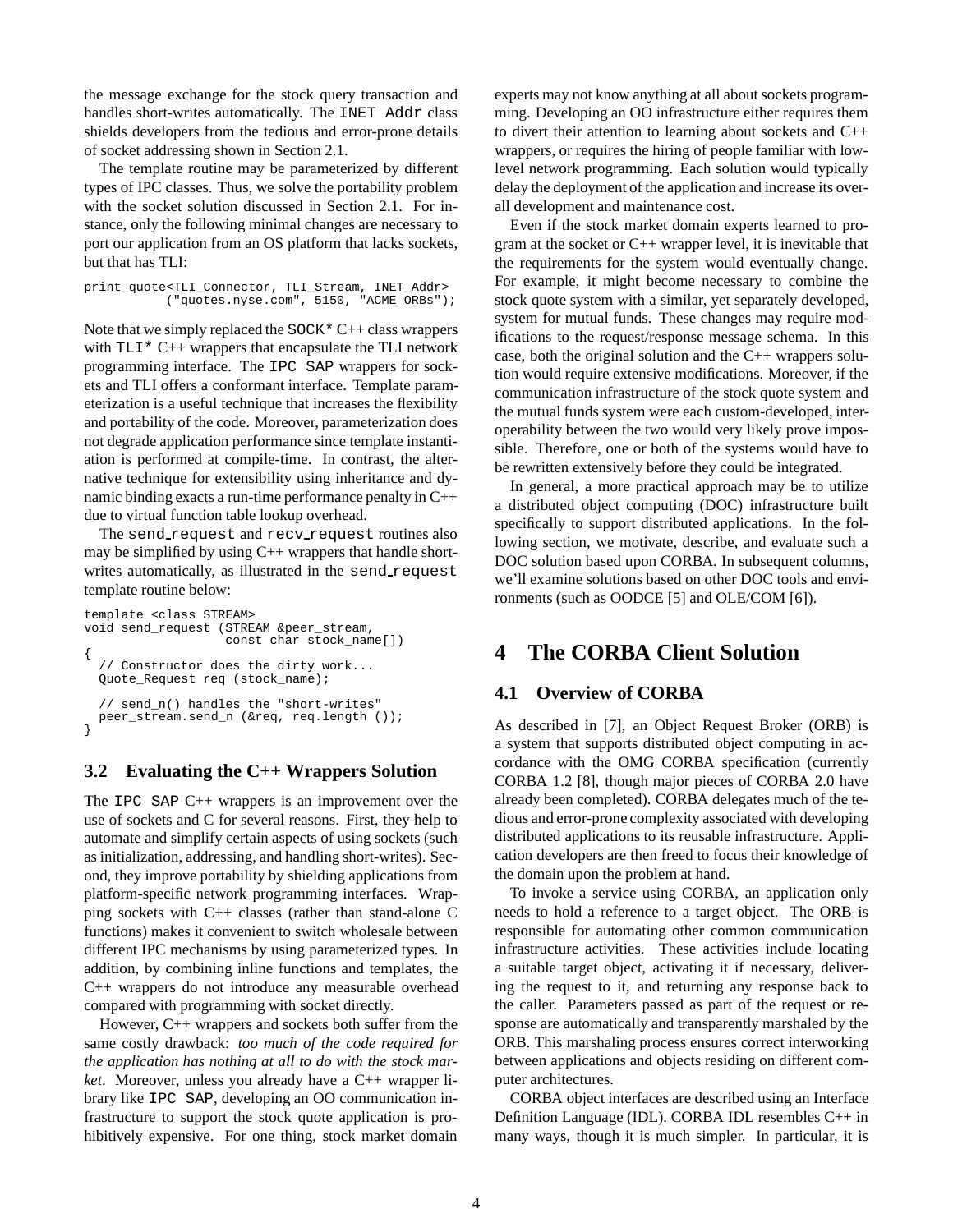the message exchange for the stock query transaction and handles short-writes automatically. The INET Addr class shields developers from the tedious and error-prone details of socket addressing shown in Section 2.1.

The template routine may be parameterized by different types of IPC classes. Thus, we solve the portability problem with the socket solution discussed in Section 2.1. For instance, only the following minimal changes are necessary to port our application from an OS platform that lacks sockets, but that has TLI:

```
print_quote<TLI_Connector, TLI_Stream, INET_Addr>
           ("quotes.nyse.com", 5150, "ACME ORBs");
```

Note that we simply replaced the SOCK* C++ class wrappers with TLI* C++ wrappers that encapsulate the TLI network programming interface. The IPC SAP wrappers for sockets and TLI offers a conformant interface. Template parameterization is a useful technique that increases the flexibility and portability of the code. Moreover, parameterization does not degrade application performance since template instantiation is performed at compile-time. In contrast, the alternative technique for extensibility using inheritance and dynamic binding exacts a run-time performance penalty in C++ due to virtual function table lookup overhead.

The send_request and recv_request routines also may be simplified by using C++ wrappers that handle short-writes automatically, as illustrated in the send_request template routine below:

```
template <class STREAM>
void send_request (STREAM &peer_stream,
                   const char stock_name[])
{
  // Constructor does the dirty work...
  Quote_Request req (stock_name);

  // send_n() handles the "short-writes"
  peer_stream.send_n (&req, req.length ());
}
```

### 3.2 Evaluating the C++ Wrappers Solution

The IPC SAP C++ wrappers is an improvement over the use of sockets and C for several reasons. First, they help to automate and simplify certain aspects of using sockets (such as initialization, addressing, and handling short-writes). Second, they improve portability by shielding applications from platform-specific network programming interfaces. Wrapping sockets with C++ classes (rather than stand-alone C functions) makes it convenient to switch wholesale between different IPC mechanisms by using parameterized types. In addition, by combining inline functions and templates, the C++ wrappers do not introduce any measurable overhead compared with programming with socket directly.

However, C++ wrappers and sockets both suffer from the same costly drawback: *too much of the code required for the application has nothing at all to do with the stock market*. Moreover, unless you already have a C++ wrapper library like IPC SAP, developing an OO communication infrastructure to support the stock quote application is prohibitively expensive. For one thing, stock market domain experts may not know anything at all about sockets programming. Developing an OO infrastructure either requires them to divert their attention to learning about sockets and C++ wrappers, or requires the hiring of people familiar with low-level network programming. Each solution would typically delay the deployment of the application and increase its overall development and maintenance cost.

Even if the stock market domain experts learned to program at the socket or C++ wrapper level, it is inevitable that the requirements for the system would eventually change. For example, it might become necessary to combine the stock quote system with a similar, yet separately developed, system for mutual funds. These changes may require modifications to the request/response message schema. In this case, both the original solution and the C++ wrappers solution would require extensive modifications. Moreover, if the communication infrastructure of the stock quote system and the mutual funds system were each custom-developed, interoperability between the two would very likely prove impossible. Therefore, one or both of the systems would have to be rewritten extensively before they could be integrated.

In general, a more practical approach may be to utilize a distributed object computing (DOC) infrastructure built specifically to support distributed applications. In the following section, we motivate, describe, and evaluate such a DOC solution based upon CORBA. In subsequent columns, we'll examine solutions based on other DOC tools and environments (such as OODCE [5] and OLE/COM [6]).

## 4 The CORBA Client Solution

### 4.1 Overview of CORBA

As described in [7], an Object Request Broker (ORB) is a system that supports distributed object computing in accordance with the OMG CORBA specification (currently CORBA 1.2 [8], though major pieces of CORBA 2.0 have already been completed). CORBA delegates much of the tedious and error-prone complexity associated with developing distributed applications to its reusable infrastructure. Application developers are then freed to focus their knowledge of the domain upon the problem at hand.

To invoke a service using CORBA, an application only needs to hold a reference to a target object. The ORB is responsible for automating other common communication infrastructure activities. These activities include locating a suitable target object, activating it if necessary, delivering the request to it, and returning any response back to the caller. Parameters passed as part of the request or response are automatically and transparently marshaled by the ORB. This marshaling process ensures correct interworking between applications and objects residing on different computer architectures.

CORBA object interfaces are described using an Interface Definition Language (IDL). CORBA IDL resembles C++ in many ways, though it is much simpler. In particular, it is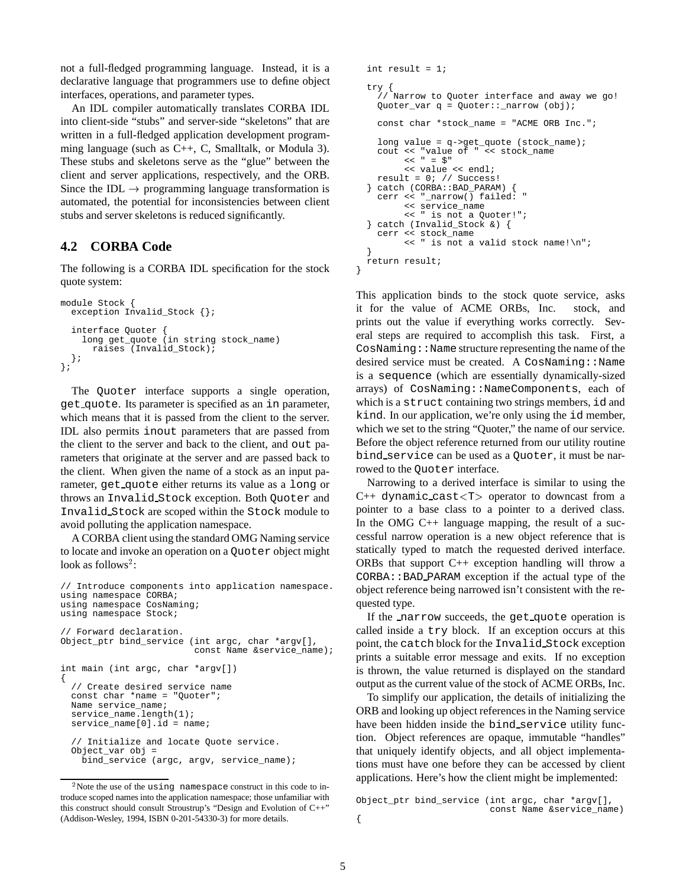not a full-fledged programming language. Instead, it is a declarative language that programmers use to define object interfaces, operations, and parameter types.

An IDL compiler automatically translates CORBA IDL into client-side "stubs" and server-side "skeletons" that are written in a full-fledged application development programming language (such as C++, C, Smalltalk, or Modula 3). These stubs and skeletons serve as the "glue" between the client and server applications, respectively, and the ORB. Since the IDL $\rightarrow$ programming language transformation is automated, the potential for inconsistencies between client stubs and server skeletons is reduced significantly.

## 4.2 CORBA Code

The following is a CORBA IDL specification for the stock quote system:

```
module Stock {
  exception Invalid_Stock {};

  interface Quoter {
    long get_quote (in string stock_name)
      raises (Invalid_Stock);
  };
};
```

The `Quoter` interface supports a single operation, `get_quote`. Its parameter is specified as an `in` parameter, which means that it is passed from the client to the server. IDL also permits `inout` parameters that are passed from the client to the server and back to the client, and `out` parameters that originate at the server and are passed back to the client. When given the name of a stock as an input parameter, `get_quote` either returns its value as a `long` or throws an `Invalid_Stock` exception. Both `Quoter` and `Invalid_Stock` are scoped within the `Stock` module to avoid polluting the application namespace.

A CORBA client using the standard OMG Naming service to locate and invoke an operation on a `Quoter` object might look as follows[2]:

```
// Introduce components into application namespace.
using namespace CORBA;
using namespace CosNaming;
using namespace Stock;

// Forward declaration.
Object_ptr bind_service (int argc, char *argv[],
                         const Name &service_name);

int main (int argc, char *argv[])
{
  // Create desired service name
  const char *name = "Quoter";
  Name service_name;
  service_name.length(1);
  service_name[0].id = name;

  // Initialize and locate Quote service.
  Object_var obj =
    bind_service (argc, argv, service_name);

  int result = 1;

  try {
    // Narrow to Quoter interface and away we go!
    Quoter_var q = Quoter::_narrow (obj);

    const char *stock_name = "ACME ORB Inc.";

    long value = q->get_quote (stock_name);
    cout << "value of " << stock_name
         << " = $"
         << value << endl;
    result = 0; // Success!
  } catch (CORBA::BAD_PARAM) {
    cerr << "_narrow() failed: "
         << service_name
         << " is not a Quoter!";
  } catch (Invalid_Stock &) {
    cerr << stock_name
         << " is not a valid stock name!\n";
  }
  return result;
}
```

This application binds to the stock quote service, asks it for the value of ACME ORBs, Inc. stock, and prints out the value if everything works correctly. Several steps are required to accomplish this task. First, a `CosNaming::Name` structure representing the name of the desired service must be created. A `CosNaming::Name` is a `sequence` (which are essentially dynamically-sized arrays) of `CosNaming::NameComponents`, each of which is a `struct` containing two strings members, `id` and `kind`. In our application, we're only using the `id` member, which we set to the string "Quoter," the name of our service. Before the object reference returned from our utility routine `bind_service` can be used as a `Quoter`, it must be narrowed to the `Quoter` interface.

Narrowing to a derived interface is similar to using the C++ `dynamic_cast<T>` operator to downcast from a pointer to a base class to a pointer to a derived class. In the OMG C++ language mapping, the result of a successful narrow operation is a new object reference that is statically typed to match the requested derived interface. ORBs that support C++ exception handling will throw a `CORBA::BAD_PARAM` exception if the actual type of the object reference being narrowed isn't consistent with the requested type.

If the `_narrow` succeeds, the `get_quote` operation is called inside a `try` block. If an exception occurs at this point, the `catch` block for the `Invalid_Stock` exception prints a suitable error message and exits. If no exception is thrown, the value returned is displayed on the standard output as the current value of the stock of ACME ORBs, Inc.

To simplify our application, the details of initializing the ORB and looking up object references in the Naming service have been hidden inside the `bind_service` utility function. Object references are opaque, immutable "handles" that uniquely identify objects, and all object implementations must have one before they can be accessed by client applications. Here's how the client might be implemented:

```
Object_ptr bind_service (int argc, char *argv[],
                         const Name &service_name)
{
```

[2] Note the use of the `using namespace` construct in this code to introduce scoped names into the application namespace; those unfamiliar with this construct should consult Stroustrup's "Design and Evolution of C++" (Addison-Wesley, 1994, ISBN 0-201-54330-3) for more details.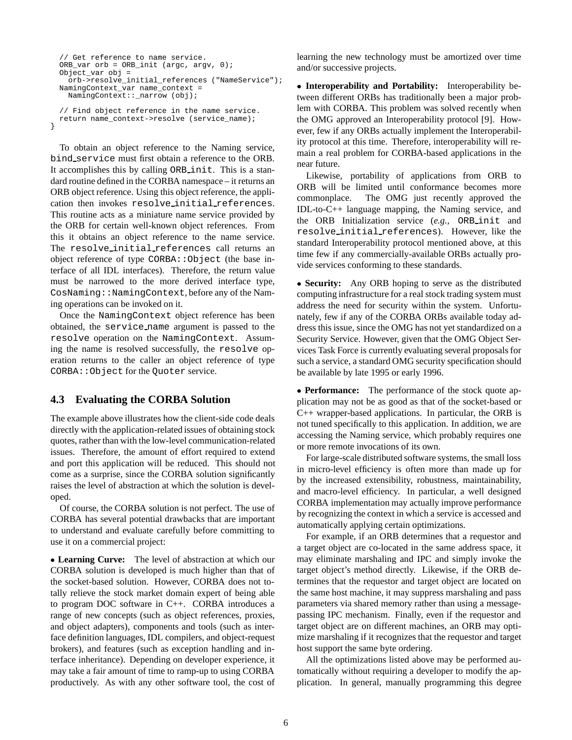```
  // Get reference to name service.
  ORB_var orb = ORB_init (argc, argv, 0);
  Object_var obj =
    orb->resolve_initial_references ("NameService");
  NamingContext_var name_context =
    NamingContext::_narrow (obj);

  // Find object reference in the name service.
  return name_context->resolve (service_name);
}
```

To obtain an object reference to the Naming service, `bind_service` must first obtain a reference to the ORB. It accomplishes this by calling `ORB_init`. This is a standard routine defined in the CORBA namespace – it returns an ORB object reference. Using this object reference, the application then invokes `resolve_initial_references`. This routine acts as a miniature name service provided by the ORB for certain well-known object references. From this it obtains an object reference to the name service. The `resolve_initial_references` call returns an object reference of type `CORBA::Object` (the base interface of all IDL interfaces). Therefore, the return value must be narrowed to the more derived interface type, `CosNaming::NamingContext`, before any of the Naming operations can be invoked on it.

Once the `NamingContext` object reference has been obtained, the `service_name` argument is passed to the `resolve` operation on the `NamingContext`. Assuming the name is resolved successfully, the `resolve` operation returns to the caller an object reference of type `CORBA::Object` for the `Quoter` service.

## 4.3 Evaluating the CORBA Solution

The example above illustrates how the client-side code deals directly with the application-related issues of obtaining stock quotes, rather than with the low-level communication-related issues. Therefore, the amount of effort required to extend and port this application will be reduced. This should not come as a surprise, since the CORBA solution significantly raises the level of abstraction at which the solution is developed.

Of course, the CORBA solution is not perfect. The use of CORBA has several potential drawbacks that are important to understand and evaluate carefully before committing to use it on a commercial project:

- **Learning Curve:** The level of abstraction at which our CORBA solution is developed is much higher than that of the socket-based solution. However, CORBA does not totally relieve the stock market domain expert of being able to program DOC software in C++. CORBA introduces a range of new concepts (such as object references, proxies, and object adapters), components and tools (such as interface definition languages, IDL compilers, and object-request brokers), and features (such as exception handling and interface inheritance). Depending on developer experience, it may take a fair amount of time to ramp-up to using CORBA productively. As with any other software tool, the cost of learning the new technology must be amortized over time and/or successive projects.

- **Interoperability and Portability:** Interoperability between different ORBs has traditionally been a major problem with CORBA. This problem was solved recently when the OMG approved an Interoperability protocol [9]. However, few if any ORBs actually implement the Interoperability protocol at this time. Therefore, interoperability will remain a real problem for CORBA-based applications in the near future.

  Likewise, portability of applications from ORB to ORB will be limited until conformance becomes more commonplace. The OMG just recently approved the IDL-to-C++ language mapping, the Naming service, and the ORB Initialization service (*e.g.,* `ORB_init` and `resolve_initial_references`). However, like the standard Interoperability protocol mentioned above, at this time few if any commercially-available ORBs actually provide services conforming to these standards.

- **Security:** Any ORB hoping to serve as the distributed computing infrastructure for a real stock trading system must address the need for security within the system. Unfortunately, few if any of the CORBA ORBs available today address this issue, since the OMG has not yet standardized on a Security Service. However, given that the OMG Object Services Task Force is currently evaluating several proposals for such a service, a standard OMG security specification should be available by late 1995 or early 1996.

- **Performance:** The performance of the stock quote application may not be as good as that of the socket-based or C++ wrapper-based applications. In particular, the ORB is not tuned specifically to this application. In addition, we are accessing the Naming service, which probably requires one or more remote invocations of its own.

  For large-scale distributed software systems, the small loss in micro-level efficiency is often more than made up for by the increased extensibility, robustness, maintainability, and macro-level efficiency. In particular, a well designed CORBA implementation may actually improve performance by recognizing the context in which a service is accessed and automatically applying certain optimizations.

  For example, if an ORB determines that a requestor and a target object are co-located in the same address space, it may eliminate marshaling and IPC and simply invoke the target object's method directly. Likewise, if the ORB determines that the requestor and target object are located on the same host machine, it may suppress marshaling and pass parameters via shared memory rather than using a message-passing IPC mechanism. Finally, even if the requestor and target object are on different machines, an ORB may optimize marshaling if it recognizes that the requestor and target host support the same byte ordering.

  All the optimizations listed above may be performed automatically without requiring a developer to modify the application. In general, manually programming this degree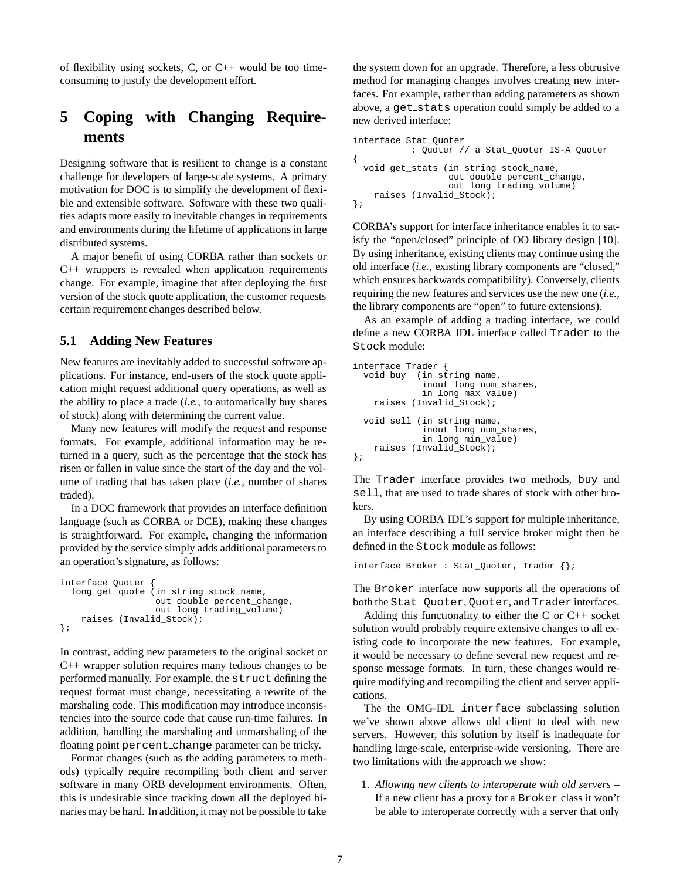of flexibility using sockets, C, or C++ would be too time-consuming to justify the development effort.

# 5 Coping with Changing Requirements

Designing software that is resilient to change is a constant challenge for developers of large-scale systems. A primary motivation for DOC is to simplify the development of flexible and extensible software. Software with these two qualities adapts more easily to inevitable changes in requirements and environments during the lifetime of applications in large distributed systems.

A major benefit of using CORBA rather than sockets or C++ wrappers is revealed when application requirements change. For example, imagine that after deploying the first version of the stock quote application, the customer requests certain requirement changes described below.

## 5.1 Adding New Features

New features are inevitably added to successful software applications. For instance, end-users of the stock quote application might request additional query operations, as well as the ability to place a trade (*i.e.*, to automatically buy shares of stock) along with determining the current value.

Many new features will modify the request and response formats. For example, additional information may be returned in a query, such as the percentage that the stock has risen or fallen in value since the start of the day and the volume of trading that has taken place (*i.e.*, number of shares traded).

In a DOC framework that provides an interface definition language (such as CORBA or DCE), making these changes is straightforward. For example, changing the information provided by the service simply adds additional parameters to an operation's signature, as follows:

```
interface Quoter {
  long get_quote (in string stock_name,
                  out double percent_change,
                  out long trading_volume)
    raises (Invalid_Stock);
};
```

In contrast, adding new parameters to the original socket or C++ wrapper solution requires many tedious changes to be performed manually. For example, the `struct` defining the request format must change, necessitating a rewrite of the marshaling code. This modification may introduce inconsistencies into the source code that cause run-time failures. In addition, handling the marshaling and unmarshaling of the floating point `percent_change` parameter can be tricky.

Format changes (such as the adding parameters to methods) typically require recompiling both client and server software in many ORB development environments. Often, this is undesirable since tracking down all the deployed binaries may be hard. In addition, it may not be possible to take the system down for an upgrade. Therefore, a less obtrusive method for managing changes involves creating new interfaces. For example, rather than adding parameters as shown above, a `get_stats` operation could simply be added to a new derived interface:

```
interface Stat_Quoter
          : Quoter // a Stat_Quoter IS-A Quoter
{
  void get_stats (in string stock_name,
                  out double percent_change,
                  out long trading_volume)
    raises (Invalid_Stock);
};
```

CORBA's support for interface inheritance enables it to satisfy the "open/closed" principle of OO library design [10]. By using inheritance, existing clients may continue using the old interface (*i.e.*, existing library components are "closed," which ensures backwards compatibility). Conversely, clients requiring the new features and services use the new one (*i.e.*, the library components are "open" to future extensions).

As an example of adding a trading interface, we could define a new CORBA IDL interface called `Trader` to the `Stock` module:

```
interface Trader {
  void buy  (in string name,
             inout long num_shares,
             in long max_value)
    raises (Invalid_Stock);

  void sell (in string name,
             inout long num_shares,
             in long min_value)
    raises (Invalid_Stock);
};
```

The `Trader` interface provides two methods, `buy` and `sell`, that are used to trade shares of stock with other brokers.

By using CORBA IDL's support for multiple inheritance, an interface describing a full service broker might then be defined in the `Stock` module as follows:

```
interface Broker : Stat_Quoter, Trader {};
```

The `Broker` interface now supports all the operations of both the `Stat Quoter`, `Quoter`, and `Trader` interfaces.

Adding this functionality to either the C or C++ socket solution would probably require extensive changes to all existing code to incorporate the new features. For example, it would be necessary to define several new request and response message formats. In turn, these changes would require modifying and recompiling the client and server applications.

The the OMG-IDL `interface` subclassing solution we've shown above allows old client to deal with new servers. However, this solution by itself is inadequate for handling large-scale, enterprise-wide versioning. There are two limitations with the approach we show:

1. *Allowing new clients to interoperate with old servers* – If a new client has a proxy for a `Broker` class it won't be able to interoperate correctly with a server that only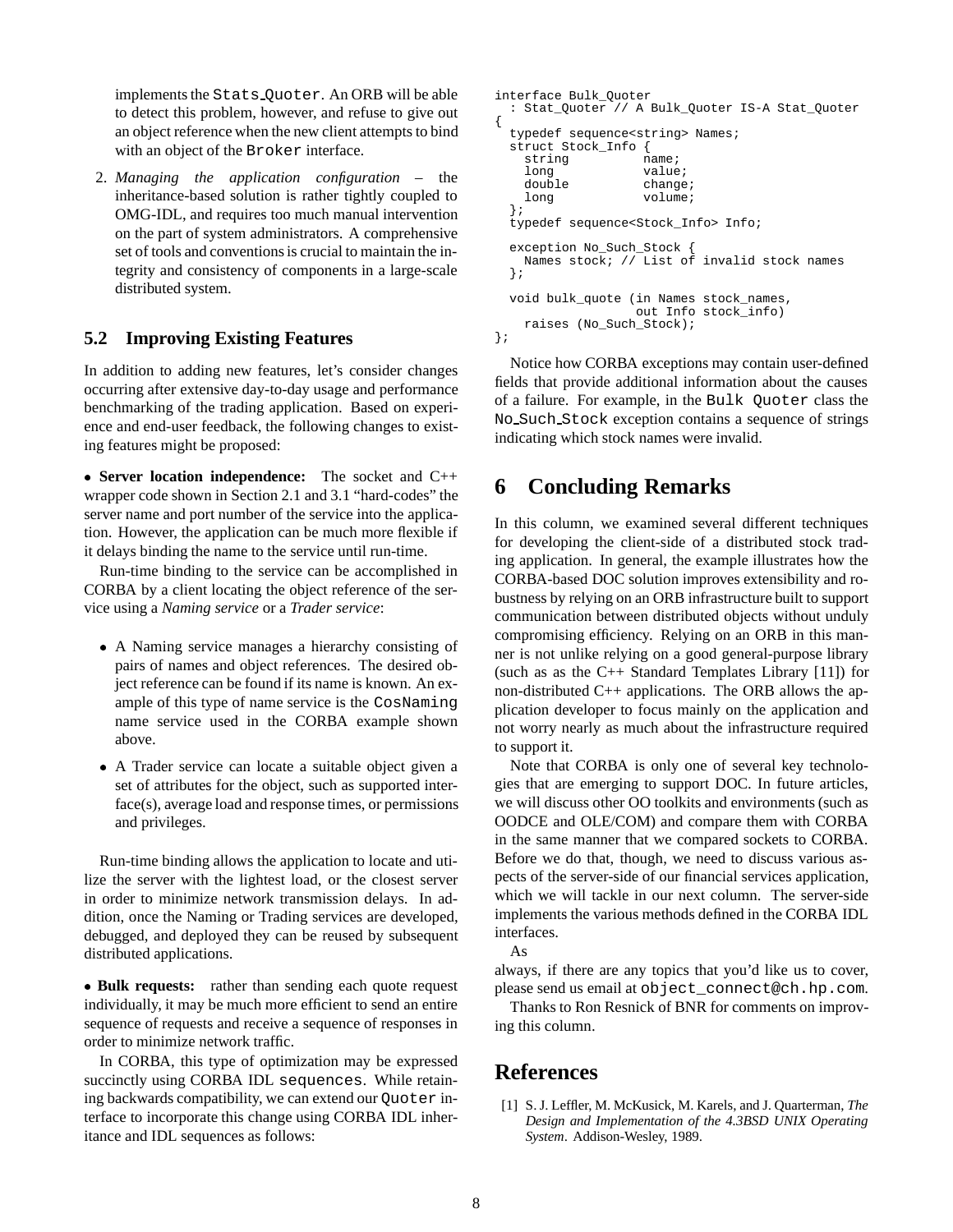implements the Stats_Quoter. An ORB will be able to detect this problem, however, and refuse to give out an object reference when the new client attempts to bind with an object of the Broker interface.

2. *Managing the application configuration* – the inheritance-based solution is rather tightly coupled to OMG-IDL, and requires too much manual intervention on the part of system administrators. A comprehensive set of tools and conventions is crucial to maintain the integrity and consistency of components in a large-scale distributed system.

## 5.2 Improving Existing Features

In addition to adding new features, let's consider changes occurring after extensive day-to-day usage and performance benchmarking of the trading application. Based on experience and end-user feedback, the following changes to existing features might be proposed:

• **Server location independence:** The socket and C++ wrapper code shown in Section 2.1 and 3.1 "hard-codes" the server name and port number of the service into the application. However, the application can be much more flexible if it delays binding the name to the service until run-time.

Run-time binding to the service can be accomplished in CORBA by a client locating the object reference of the service using a *Naming service* or a *Trader service*:

- A Naming service manages a hierarchy consisting of pairs of names and object references. The desired object reference can be found if its name is known. An example of this type of name service is the CosNaming name service used in the CORBA example shown above.
- A Trader service can locate a suitable object given a set of attributes for the object, such as supported interface(s), average load and response times, or permissions and privileges.

Run-time binding allows the application to locate and utilize the server with the lightest load, or the closest server in order to minimize network transmission delays. In addition, once the Naming or Trading services are developed, debugged, and deployed they can be reused by subsequent distributed applications.

• **Bulk requests:** rather than sending each quote request individually, it may be much more efficient to send an entire sequence of requests and receive a sequence of responses in order to minimize network traffic.

In CORBA, this type of optimization may be expressed succinctly using CORBA IDL sequences. While retaining backwards compatibility, we can extend our Quoter interface to incorporate this change using CORBA IDL inheritance and IDL sequences as follows:

```
interface Bulk_Quoter
  : Stat_Quoter // A Bulk_Quoter IS-A Stat_Quoter
{
  typedef sequence<string> Names;
  struct Stock_Info {
    string          name;
    long            value;
    double          change;
    long            volume;
  };
  typedef sequence<Stock_Info> Info;

  exception No_Such_Stock {
    Names stock; // List of invalid stock names
  };

  void bulk_quote (in Names stock_names,
                   out Info stock_info)
    raises (No_Such_Stock);
};
```

Notice how CORBA exceptions may contain user-defined fields that provide additional information about the causes of a failure. For example, in the Bulk Quoter class the No_Such_Stock exception contains a sequence of strings indicating which stock names were invalid.

# 6 Concluding Remarks

In this column, we examined several different techniques for developing the client-side of a distributed stock trading application. In general, the example illustrates how the CORBA-based DOC solution improves extensibility and robustness by relying on an ORB infrastructure built to support communication between distributed objects without unduly compromising efficiency. Relying on an ORB in this manner is not unlike relying on a good general-purpose library (such as as the C++ Standard Templates Library [11]) for non-distributed C++ applications. The ORB allows the application developer to focus mainly on the application and not worry nearly as much about the infrastructure required to support it.

Note that CORBA is only one of several key technologies that are emerging to support DOC. In future articles, we will discuss other OO toolkits and environments (such as OODCE and OLE/COM) and compare them with CORBA in the same manner that we compared sockets to CORBA. Before we do that, though, we need to discuss various aspects of the server-side of our financial services application, which we will tackle in our next column. The server-side implements the various methods defined in the CORBA IDL interfaces.

As always, if there are any topics that you'd like us to cover, please send us email at object_connect@ch.hp.com.

Thanks to Ron Resnick of BNR for comments on improving this column.

# References

[1] S. J. Leffler, M. McKusick, M. Karels, and J. Quarterman, *The Design and Implementation of the 4.3BSD UNIX Operating System*. Addison-Wesley, 1989.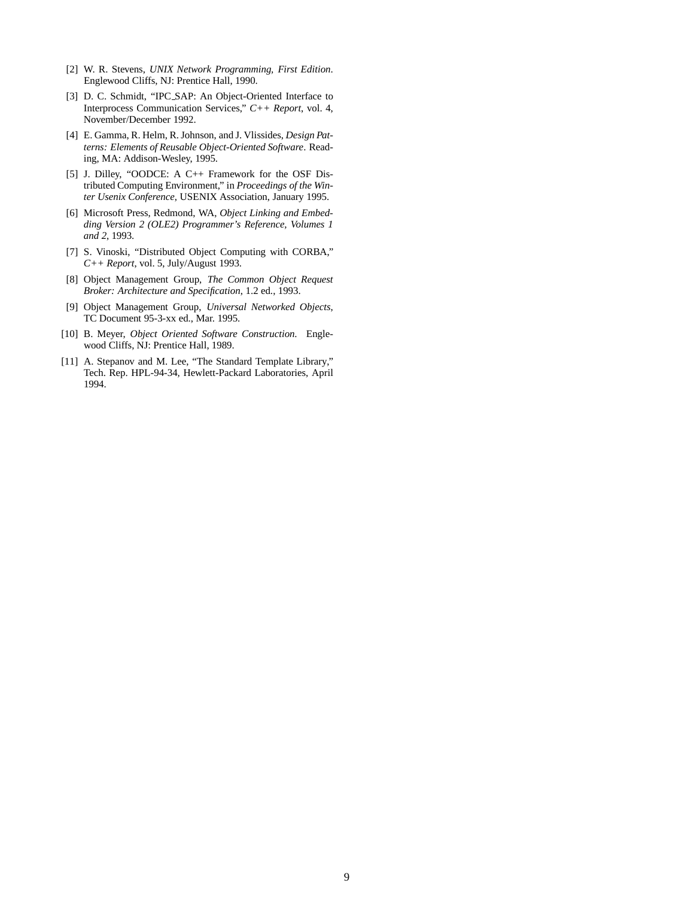[2] W. R. Stevens, *UNIX Network Programming, First Edition*. Englewood Cliffs, NJ: Prentice Hall, 1990.

[3] D. C. Schmidt, "IPC_SAP: An Object-Oriented Interface to Interprocess Communication Services," *C++ Report*, vol. 4, November/December 1992.

[4] E. Gamma, R. Helm, R. Johnson, and J. Vlissides, *Design Patterns: Elements of Reusable Object-Oriented Software*. Reading, MA: Addison-Wesley, 1995.

[5] J. Dilley, "OODCE: A C++ Framework for the OSF Distributed Computing Environment," in *Proceedings of the Winter Usenix Conference*, USENIX Association, January 1995.

[6] Microsoft Press, Redmond, WA, *Object Linking and Embedding Version 2 (OLE2) Programmer's Reference, Volumes 1 and 2*, 1993.

[7] S. Vinoski, "Distributed Object Computing with CORBA," *C++ Report*, vol. 5, July/August 1993.

[8] Object Management Group, *The Common Object Request Broker: Architecture and Specification*, 1.2 ed., 1993.

[9] Object Management Group, *Universal Networked Objects*, TC Document 95-3-xx ed., Mar. 1995.

[10] B. Meyer, *Object Oriented Software Construction*. Englewood Cliffs, NJ: Prentice Hall, 1989.

[11] A. Stepanov and M. Lee, "The Standard Template Library," Tech. Rep. HPL-94-34, Hewlett-Packard Laboratories, April 1994.